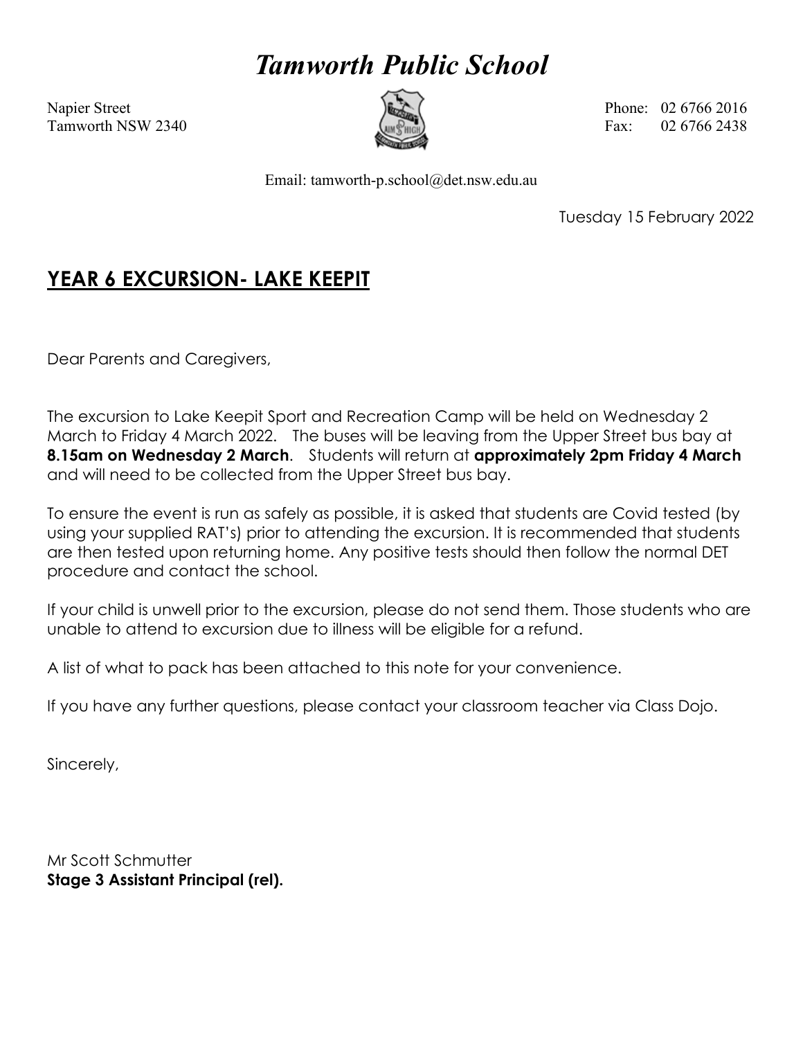# *Tamworth Public School*

Napier Street
Tamworth NSW 2340

Phone: 02 6766 2016
Fax: 02 6766 2438

Email: tamworth-p.school@det.nsw.edu.au

Tuesday 15 February 2022

## YEAR 6 EXCURSION- LAKE KEEPIT

Dear Parents and Caregivers,

The excursion to Lake Keepit Sport and Recreation Camp will be held on Wednesday 2 March to Friday 4 March 2022. The buses will be leaving from the Upper Street bus bay at **8.15am on Wednesday 2 March**. Students will return at **approximately 2pm Friday 4 March** and will need to be collected from the Upper Street bus bay.

To ensure the event is run as safely as possible, it is asked that students are Covid tested (by using your supplied RAT's) prior to attending the excursion. It is recommended that students are then tested upon returning home. Any positive tests should then follow the normal DET procedure and contact the school.

If your child is unwell prior to the excursion, please do not send them. Those students who are unable to attend to excursion due to illness will be eligible for a refund.

A list of what to pack has been attached to this note for your convenience.

If you have any further questions, please contact your classroom teacher via Class Dojo.

Sincerely,

Mr Scott Schmutter
**Stage 3 Assistant Principal (rel).**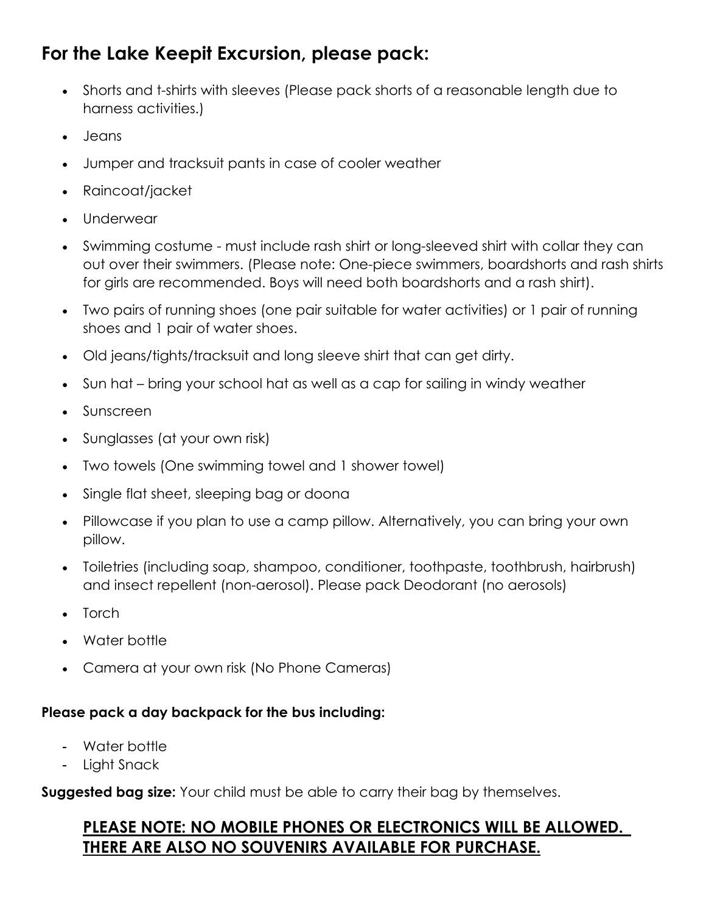## For the Lake Keepit Excursion, please pack:

- Shorts and t-shirts with sleeves (Please pack shorts of a reasonable length due to harness activities.)
- Jeans
- Jumper and tracksuit pants in case of cooler weather
- Raincoat/jacket
- Underwear
- Swimming costume - must include rash shirt or long-sleeved shirt with collar they can out over their swimmers. (Please note: One-piece swimmers, boardshorts and rash shirts for girls are recommended. Boys will need both boardshorts and a rash shirt).
- Two pairs of running shoes (one pair suitable for water activities) or 1 pair of running shoes and 1 pair of water shoes.
- Old jeans/tights/tracksuit and long sleeve shirt that can get dirty.
- Sun hat – bring your school hat as well as a cap for sailing in windy weather
- Sunscreen
- Sunglasses (at your own risk)
- Two towels (One swimming towel and 1 shower towel)
- Single flat sheet, sleeping bag or doona
- Pillowcase if you plan to use a camp pillow. Alternatively, you can bring your own pillow.
- Toiletries (including soap, shampoo, conditioner, toothpaste, toothbrush, hairbrush) and insect repellent (non-aerosol). Please pack Deodorant (no aerosols)
- Torch
- Water bottle
- Camera at your own risk (No Phone Cameras)

**Please pack a day backpack for the bus including:**

- Water bottle
- Light Snack

**Suggested bag size:** Your child must be able to carry their bag by themselves.

### <u>PLEASE NOTE: NO MOBILE PHONES OR ELECTRONICS WILL BE ALLOWED. THERE ARE ALSO NO SOUVENIRS AVAILABLE FOR PURCHASE.</u>